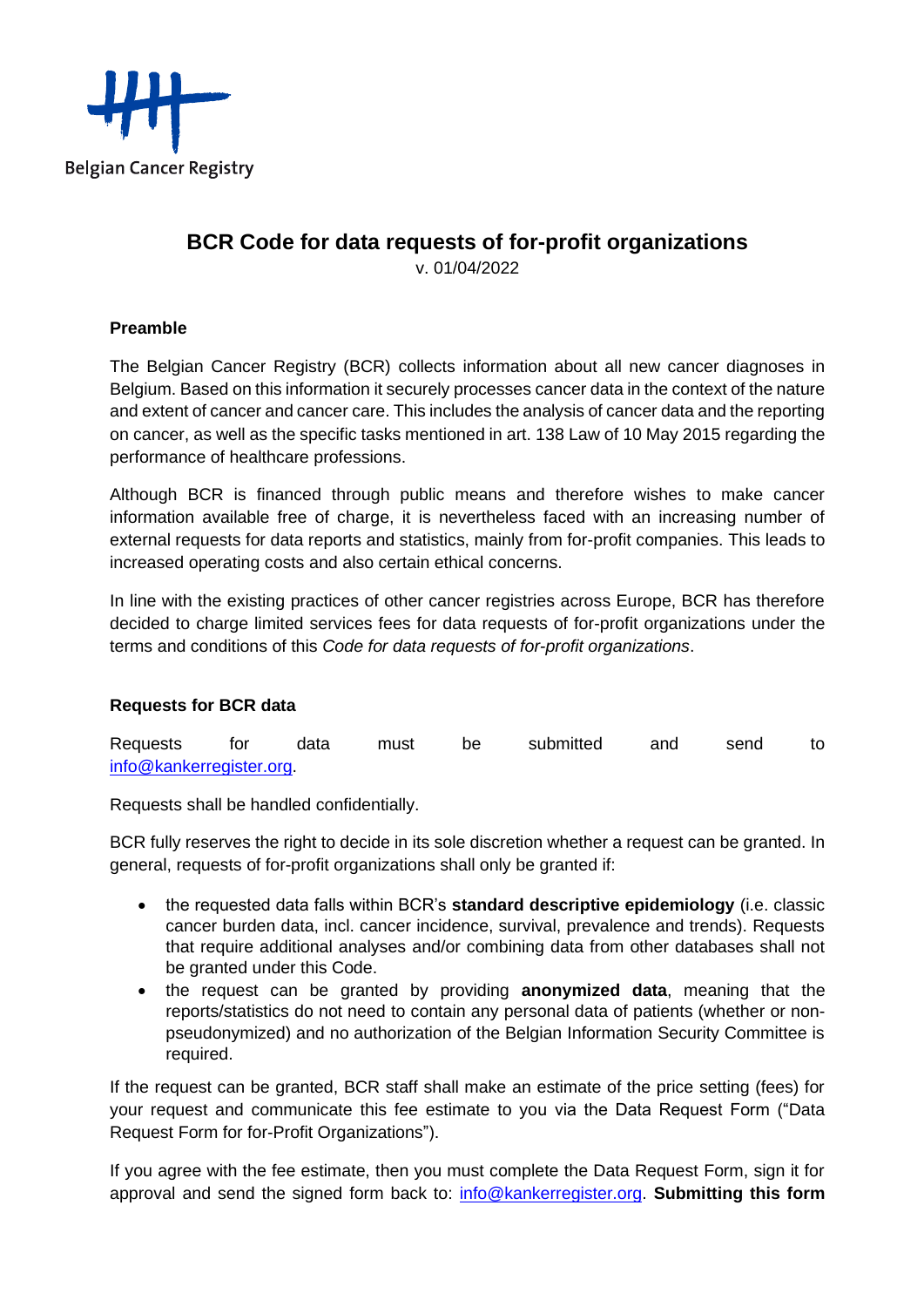Belgian Cancer Registry

# BCR Code for data requests of for-profit organizations

v. 01/04/2022

### Preamble

The Belgian Cancer Registry (BCR) collects information about all new cancer diagnoses in Belgium. Based on this information it securely processes cancer data in the context of the nature and extent of cancer and cancer care. This includes the analysis of cancer data and the reporting on cancer, as well as the specific tasks mentioned in art. 138 Law of 10 May 2015 regarding the performance of healthcare professions.

Although BCR is financed through public means and therefore wishes to make cancer information available free of charge, it is nevertheless faced with an increasing number of external requests for data reports and statistics, mainly from for-profit companies. This leads to increased operating costs and also certain ethical concerns.

In line with the existing practices of other cancer registries across Europe, BCR has therefore decided to charge limited services fees for data requests of for-profit organizations under the terms and conditions of this *Code for data requests of for-profit organizations*.

### Requests for BCR data

Requests for data must be submitted and send to info@kankerregister.org.

Requests shall be handled confidentially.

BCR fully reserves the right to decide in its sole discretion whether a request can be granted. In general, requests of for-profit organizations shall only be granted if:

- the requested data falls within BCR's **standard descriptive epidemiology** (i.e. classic cancer burden data, incl. cancer incidence, survival, prevalence and trends). Requests that require additional analyses and/or combining data from other databases shall not be granted under this Code.
- the request can be granted by providing **anonymized data**, meaning that the reports/statistics do not need to contain any personal data of patients (whether or non-pseudonymized) and no authorization of the Belgian Information Security Committee is required.

If the request can be granted, BCR staff shall make an estimate of the price setting (fees) for your request and communicate this fee estimate to you via the Data Request Form ("Data Request Form for for-Profit Organizations").

If you agree with the fee estimate, then you must complete the Data Request Form, sign it for approval and send the signed form back to: info@kankerregister.org. **Submitting this form**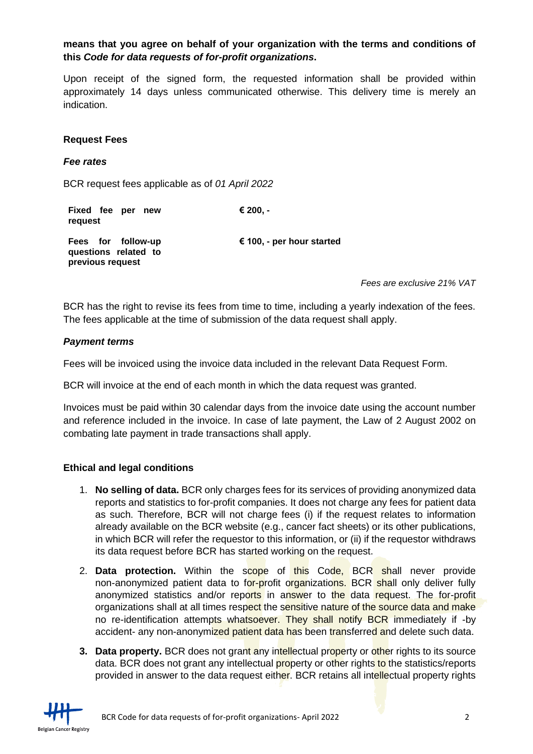**means that you agree on behalf of your organization with the terms and conditions of this *Code for data requests of for-profit organizations*.**

Upon receipt of the signed form, the requested information shall be provided within approximately 14 days unless communicated otherwise. This delivery time is merely an indication.

## Request Fees

### *Fee rates*

BCR request fees applicable as of *01 April 2022*

| | |
|---|---|
| **Fixed fee per new request** | **€ 200, -** |
| **Fees for follow-up questions related to previous request** | **€ 100, - per hour started** |

*Fees are exclusive 21% VAT*

BCR has the right to revise its fees from time to time, including a yearly indexation of the fees. The fees applicable at the time of submission of the data request shall apply.

### *Payment terms*

Fees will be invoiced using the invoice data included in the relevant Data Request Form.

BCR will invoice at the end of each month in which the data request was granted.

Invoices must be paid within 30 calendar days from the invoice date using the account number and reference included in the invoice. In case of late payment, the Law of 2 August 2002 on combating late payment in trade transactions shall apply.

## Ethical and legal conditions

1. **No selling of data.** BCR only charges fees for its services of providing anonymized data reports and statistics to for-profit companies. It does not charge any fees for patient data as such. Therefore, BCR will not charge fees (i) if the request relates to information already available on the BCR website (e.g., cancer fact sheets) or its other publications, in which BCR will refer the requestor to this information, or (ii) if the requestor withdraws its data request before BCR has started working on the request.
2. **Data protection.** Within the scope of this Code, BCR shall never provide non-anonymized patient data to for-profit organizations. BCR shall only deliver fully anonymized statistics and/or reports in answer to the data request. The for-profit organizations shall at all times respect the sensitive nature of the source data and make no re-identification attempts whatsoever. They shall notify BCR immediately if -by accident- any non-anonymized patient data has been transferred and delete such data.
3. **Data property.** BCR does not grant any intellectual property or other rights to its source data. BCR does not grant any intellectual property or other rights to the statistics/reports provided in answer to the data request either. BCR retains all intellectual property rights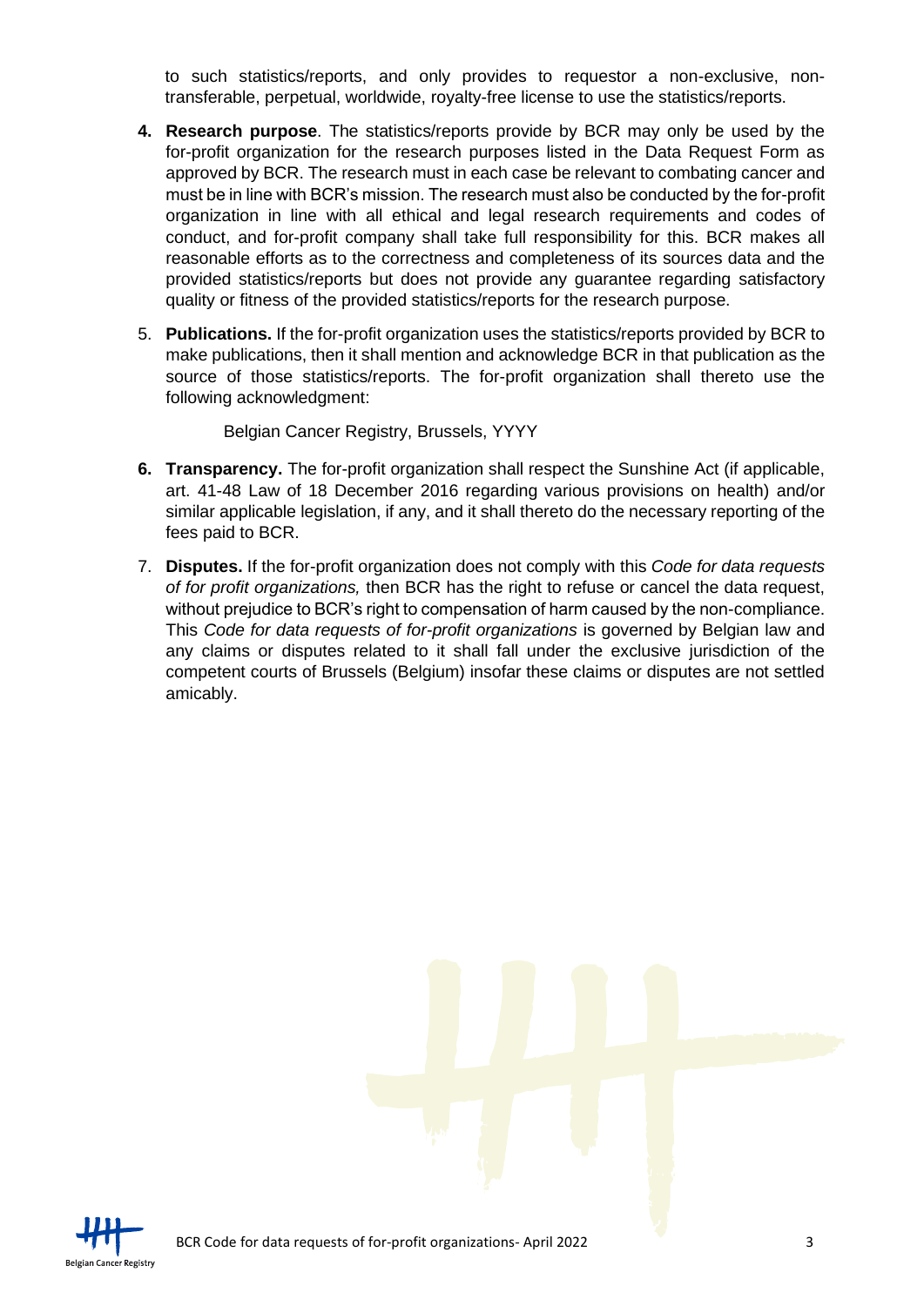to such statistics/reports, and only provides to requestor a non-exclusive, non-transferable, perpetual, worldwide, royalty-free license to use the statistics/reports.

4. **Research purpose**. The statistics/reports provide by BCR may only be used by the for-profit organization for the research purposes listed in the Data Request Form as approved by BCR. The research must in each case be relevant to combating cancer and must be in line with BCR's mission. The research must also be conducted by the for-profit organization in line with all ethical and legal research requirements and codes of conduct, and for-profit company shall take full responsibility for this. BCR makes all reasonable efforts as to the correctness and completeness of its sources data and the provided statistics/reports but does not provide any guarantee regarding satisfactory quality or fitness of the provided statistics/reports for the research purpose.

5. **Publications.** If the for-profit organization uses the statistics/reports provided by BCR to make publications, then it shall mention and acknowledge BCR in that publication as the source of those statistics/reports. The for-profit organization shall thereto use the following acknowledgment:

   Belgian Cancer Registry, Brussels, YYYY

6. **Transparency.** The for-profit organization shall respect the Sunshine Act (if applicable, art. 41-48 Law of 18 December 2016 regarding various provisions on health) and/or similar applicable legislation, if any, and it shall thereto do the necessary reporting of the fees paid to BCR.

7. **Disputes.** If the for-profit organization does not comply with this *Code for data requests of for profit organizations,* then BCR has the right to refuse or cancel the data request, without prejudice to BCR's right to compensation of harm caused by the non-compliance. This *Code for data requests of for-profit organizations* is governed by Belgian law and any claims or disputes related to it shall fall under the exclusive jurisdiction of the competent courts of Brussels (Belgium) insofar these claims or disputes are not settled amicably.